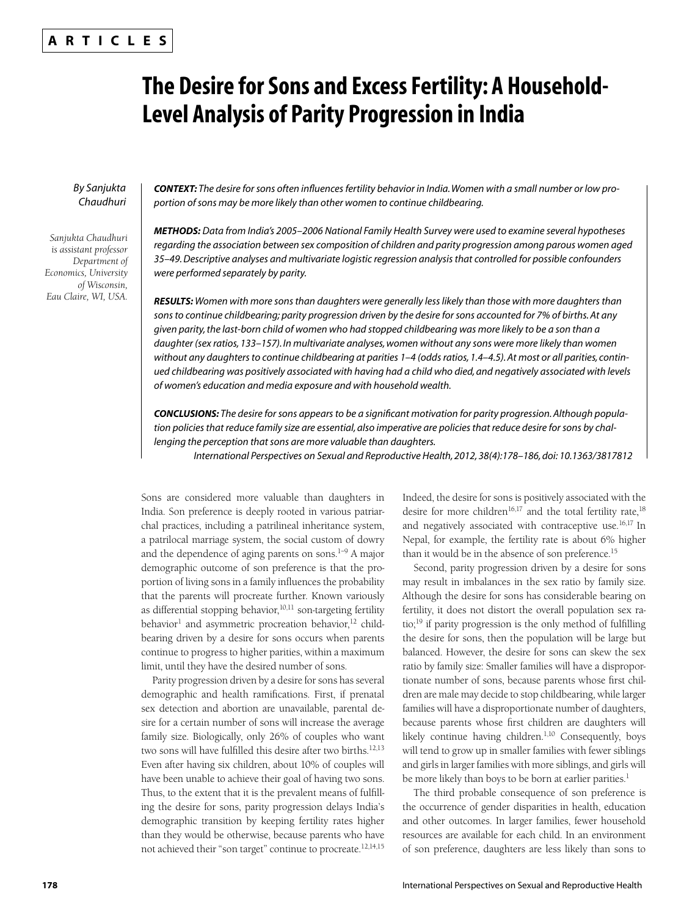**ARTICLES**

# The Desire for Sons and Excess Fertility: A Household-Level Analysis of Parity Progression in India

*By Sanjukta Chaudhuri*

*Sanjukta Chaudhuri is assistant professor Department of Economics, University of Wisconsin, Eau Claire, WI, USA.*

***CONTEXT:*** *The desire for sons often influences fertility behavior in India. Women with a small number or low proportion of sons may be more likely than other women to continue childbearing.*

***METHODS:*** *Data from India's 2005–2006 National Family Health Survey were used to examine several hypotheses regarding the association between sex composition of children and parity progression among parous women aged 35–49. Descriptive analyses and multivariate logistic regression analysis that controlled for possible confounders were performed separately by parity.*

***RESULTS:*** *Women with more sons than daughters were generally less likely than those with more daughters than sons to continue childbearing; parity progression driven by the desire for sons accounted for 7% of births. At any given parity, the last-born child of women who had stopped childbearing was more likely to be a son than a daughter (sex ratios, 133–157). In multivariate analyses, women without any sons were more likely than women without any daughters to continue childbearing at parities 1–4 (odds ratios, 1.4–4.5). At most or all parities, continued childbearing was positively associated with having had a child who died, and negatively associated with levels of women's education and media exposure and with household wealth.*

***CONCLUSIONS:*** *The desire for sons appears to be a significant motivation for parity progression. Although population policies that reduce family size are essential, also imperative are policies that reduce desire for sons by challenging the perception that sons are more valuable than daughters.*

*International Perspectives on Sexual and Reproductive Health, 2012, 38(4):178–186, doi: 10.1363/3817812*

Sons are considered more valuable than daughters in India. Son preference is deeply rooted in various patriarchal practices, including a patrilineal inheritance system, a patrilocal marriage system, the social custom of dowry and the dependence of aging parents on sons.[1–9] A major demographic outcome of son preference is that the proportion of living sons in a family influences the probability that the parents will procreate further. Known variously as differential stopping behavior,[10,11] son-targeting fertility behavior[1] and asymmetric procreation behavior,[12] childbearing driven by a desire for sons occurs when parents continue to progress to higher parities, within a maximum limit, until they have the desired number of sons.

Parity progression driven by a desire for sons has several demographic and health ramifications. First, if prenatal sex detection and abortion are unavailable, parental desire for a certain number of sons will increase the average family size. Biologically, only 26% of couples who want two sons will have fulfilled this desire after two births.[12,13] Even after having six children, about 10% of couples will have been unable to achieve their goal of having two sons. Thus, to the extent that it is the prevalent means of fulfilling the desire for sons, parity progression delays India's demographic transition by keeping fertility rates higher than they would be otherwise, because parents who have not achieved their "son target" continue to procreate.[12,14,15] Indeed, the desire for sons is positively associated with the desire for more children[16,17] and the total fertility rate,[18] and negatively associated with contraceptive use.[16,17] In Nepal, for example, the fertility rate is about 6% higher than it would be in the absence of son preference.[15]

Second, parity progression driven by a desire for sons may result in imbalances in the sex ratio by family size. Although the desire for sons has considerable bearing on fertility, it does not distort the overall population sex ratio;[19] if parity progression is the only method of fulfilling the desire for sons, then the population will be large but balanced. However, the desire for sons can skew the sex ratio by family size: Smaller families will have a disproportionate number of sons, because parents whose first children are male may decide to stop childbearing, while larger families will have a disproportionate number of daughters, because parents whose first children are daughters will likely continue having children.[1,10] Consequently, boys will tend to grow up in smaller families with fewer siblings and girls in larger families with more siblings, and girls will be more likely than boys to be born at earlier parities.[1]

The third probable consequence of son preference is the occurrence of gender disparities in health, education and other outcomes. In larger families, fewer household resources are available for each child. In an environment of son preference, daughters are less likely than sons to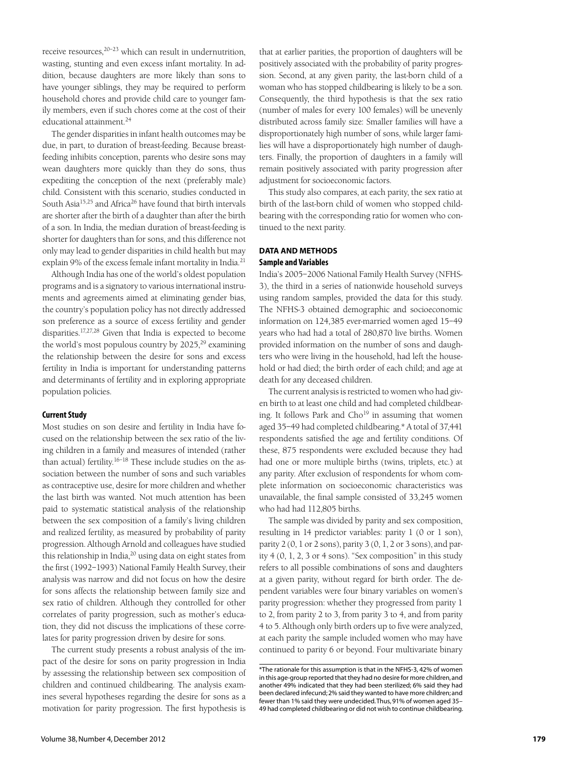receive resources,[20–23] which can result in undernutrition, wasting, stunting and even excess infant mortality. In addition, because daughters are more likely than sons to have younger siblings, they may be required to perform household chores and provide child care to younger family members, even if such chores come at the cost of their educational attainment.[24]

The gender disparities in infant health outcomes may be due, in part, to duration of breast-feeding. Because breast-feeding inhibits conception, parents who desire sons may wean daughters more quickly than they do sons, thus expediting the conception of the next (preferably male) child. Consistent with this scenario, studies conducted in South Asia[15,25] and Africa[26] have found that birth intervals are shorter after the birth of a daughter than after the birth of a son. In India, the median duration of breast-feeding is shorter for daughters than for sons, and this difference not only may lead to gender disparities in child health but may explain 9% of the excess female infant mortality in India.[21]

Although India has one of the world's oldest population programs and is a signatory to various international instruments and agreements aimed at eliminating gender bias, the country's population policy has not directly addressed son preference as a source of excess fertility and gender disparities.[17,27,28] Given that India is expected to become the world's most populous country by 2025,[29] examining the relationship between the desire for sons and excess fertility in India is important for understanding patterns and determinants of fertility and in exploring appropriate population policies.

### Current Study

Most studies on son desire and fertility in India have focused on the relationship between the sex ratio of the living children in a family and measures of intended (rather than actual) fertility.[16–18] These include studies on the association between the number of sons and such variables as contraceptive use, desire for more children and whether the last birth was wanted. Not much attention has been paid to systematic statistical analysis of the relationship between the sex composition of a family's living children and realized fertility, as measured by probability of parity progression. Although Arnold and colleagues have studied this relationship in India,[20] using data on eight states from the first (1992–1993) National Family Health Survey, their analysis was narrow and did not focus on how the desire for sons affects the relationship between family size and sex ratio of children. Although they controlled for other correlates of parity progression, such as mother's education, they did not discuss the implications of these correlates for parity progression driven by desire for sons.

The current study presents a robust analysis of the impact of the desire for sons on parity progression in India by assessing the relationship between sex composition of children and continued childbearing. The analysis examines several hypotheses regarding the desire for sons as a motivation for parity progression. The first hypothesis is that at earlier parities, the proportion of daughters will be positively associated with the probability of parity progression. Second, at any given parity, the last-born child of a woman who has stopped childbearing is likely to be a son. Consequently, the third hypothesis is that the sex ratio (number of males for every 100 females) will be unevenly distributed across family size: Smaller families will have a disproportionately high number of sons, while larger families will have a disproportionately high number of daughters. Finally, the proportion of daughters in a family will remain positively associated with parity progression after adjustment for socioeconomic factors.

This study also compares, at each parity, the sex ratio at birth of the last-born child of women who stopped childbearing with the corresponding ratio for women who continued to the next parity.

## DATA AND METHODS

### Sample and Variables

India's 2005–2006 National Family Health Survey (NFHS-3), the third in a series of nationwide household surveys using random samples, provided the data for this study. The NFHS-3 obtained demographic and socioeconomic information on 124,385 ever-married women aged 15–49 years who had had a total of 280,870 live births. Women provided information on the number of sons and daughters who were living in the household, had left the household or had died; the birth order of each child; and age at death for any deceased children.

The current analysis is restricted to women who had given birth to at least one child and had completed childbearing. It follows Park and Cho[19] in assuming that women aged 35–49 had completed childbearing.* A total of 37,441 respondents satisfied the age and fertility conditions. Of these, 875 respondents were excluded because they had had one or more multiple births (twins, triplets, etc.) at any parity. After exclusion of respondents for whom complete information on socioeconomic characteristics was unavailable, the final sample consisted of 33,245 women who had had 112,805 births.

The sample was divided by parity and sex composition, resulting in 14 predictor variables: parity 1 (0 or 1 son), parity 2 (0, 1 or 2 sons), parity 3 (0, 1, 2 or 3 sons), and parity 4 (0, 1, 2, 3 or 4 sons). "Sex composition" in this study refers to all possible combinations of sons and daughters at a given parity, without regard for birth order. The dependent variables were four binary variables on women's parity progression: whether they progressed from parity 1 to 2, from parity 2 to 3, from parity 3 to 4, and from parity 4 to 5. Although only birth orders up to five were analyzed, at each parity the sample included women who may have continued to parity 6 or beyond. Four multivariate binary

*The rationale for this assumption is that in the NFHS-3, 42% of women in this age-group reported that they had no desire for more children, and another 49% indicated that they had been sterilized; 6% said they had been declared infecund; 2% said they wanted to have more children; and fewer than 1% said they were undecided. Thus, 91% of women aged 35–49 had completed childbearing or did not wish to continue childbearing.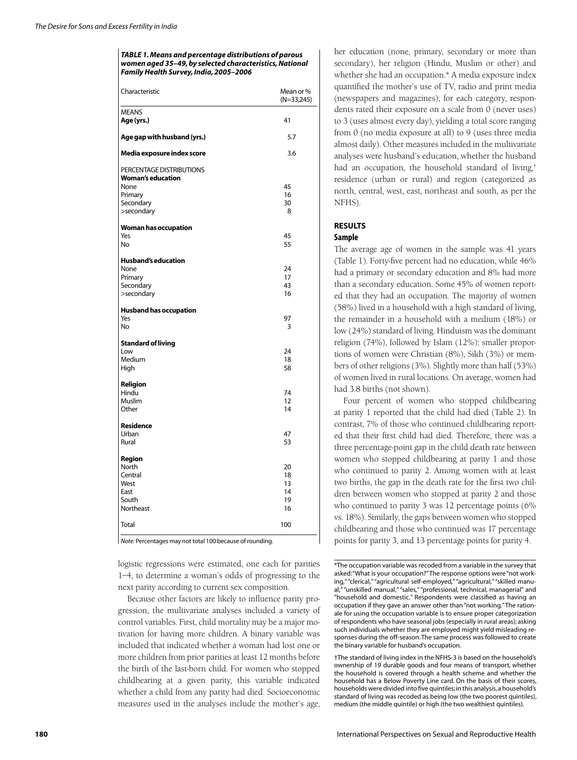**TABLE 1. Means and percentage distributions of parous women aged 35–49, by selected characteristics, National Family Health Survey, India, 2005–2006**

| Characteristic | Mean or % (N=33,245) |
|---|---|
| MEANS | |
| **Age (yrs.)** | 41 |
| **Age gap with husband (yrs.)** | 5.7 |
| **Media exposure index score** | 3.6 |
| PERCENTAGE DISTRIBUTIONS | |
| **Woman's education** | |
| None | 45 |
| Primary | 16 |
| Secondary | 30 |
| >secondary | 8 |
| **Woman has occupation** | |
| Yes | 45 |
| No | 55 |
| **Husband's education** | |
| None | 24 |
| Primary | 17 |
| Secondary | 43 |
| >secondary | 16 |
| **Husband has occupation** | |
| Yes | 97 |
| No | 3 |
| **Standard of living** | |
| Low | 24 |
| Medium | 18 |
| High | 58 |
| **Religion** | |
| Hindu | 74 |
| Muslim | 12 |
| Other | 14 |
| **Residence** | |
| Urban | 47 |
| Rural | 53 |
| **Region** | |
| North | 20 |
| Central | 18 |
| West | 13 |
| East | 14 |
| South | 19 |
| Northeast | 16 |
| Total | 100 |

*Note:* Percentages may not total 100 because of rounding.

logistic regressions were estimated, one each for parities 1–4, to determine a woman's odds of progressing to the next parity according to current sex composition.

Because other factors are likely to influence parity progression, the multivariate analyses included a variety of control variables. First, child mortality may be a major motivation for having more children. A binary variable was included that indicated whether a woman had lost one or more children from prior parities at least 12 months before the birth of the last-born child. For women who stopped childbearing at a given parity, this variable indicated whether a child from any parity had died. Socioeconomic measures used in the analyses include the mother's age, her education (none, primary, secondary or more than secondary), her religion (Hindu, Muslim or other) and whether she had an occupation.* A media exposure index quantified the mother's use of TV, radio and print media (newspapers and magazines); for each category, respondents rated their exposure on a scale from 0 (never uses) to 3 (uses almost every day), yielding a total score ranging from 0 (no media exposure at all) to 9 (uses three media almost daily). Other measures included in the multivariate analyses were husband's education, whether the husband had an occupation, the household standard of living,† residence (urban or rural) and region (categorized as north, central, west, east, northeast and south, as per the NFHS).

## RESULTS

### Sample

The average age of women in the sample was 41 years (Table 1). Forty-five percent had no education, while 46% had a primary or secondary education and 8% had more than a secondary education. Some 45% of women reported that they had an occupation. The majority of women (58%) lived in a household with a high standard of living, the remainder in a household with a medium (18%) or low (24%) standard of living. Hinduism was the dominant religion (74%), followed by Islam (12%); smaller proportions of women were Christian (8%), Sikh (3%) or members of other religions (3%). Slightly more than half (53%) of women lived in rural locations. On average, women had had 3.8 births (not shown).

Four percent of women who stopped childbearing at parity 1 reported that the child had died (Table 2). In contrast, 7% of those who continued childbearing reported that their first child had died. Therefore, there was a three percentage-point gap in the child death rate between women who stopped childbearing at parity 1 and those who continued to parity 2. Among women with at least two births, the gap in the death rate for the first two children between women who stopped at parity 2 and those who continued to parity 3 was 12 percentage points (6% vs. 18%). Similarly, the gaps between women who stopped childbearing and those who continued was 17 percentage points for parity 3, and 13 percentage points for parity 4.

*The occupation variable was recoded from a variable in the survey that asked: "What is your occupation?" The response options were "not working," "clerical," "agricultural self-employed," "agricultural," "skilled manual," "unskilled manual," "sales," "professional, technical, managerial" and "household and domestic." Respondents were classified as having an occupation if they gave an answer other than "not working." The rationale for using the occupation variable is to ensure proper categorization of respondents who have seasonal jobs (especially in rural areas); asking such individuals whether they are employed might yield misleading responses during the off-season. The same process was followed to create the binary variable for husband's occupation.

†The standard of living index in the NFHS-3 is based on the household's ownership of 19 durable goods and four means of transport, whether the household is covered through a health scheme and whether the household has a Below Poverty Line card. On the basis of their scores, households were divided into five quintiles; in this analysis, a household's standard of living was recoded as being low (the two poorest quintiles), medium (the middle quintile) or high (the two wealthiest quintiles).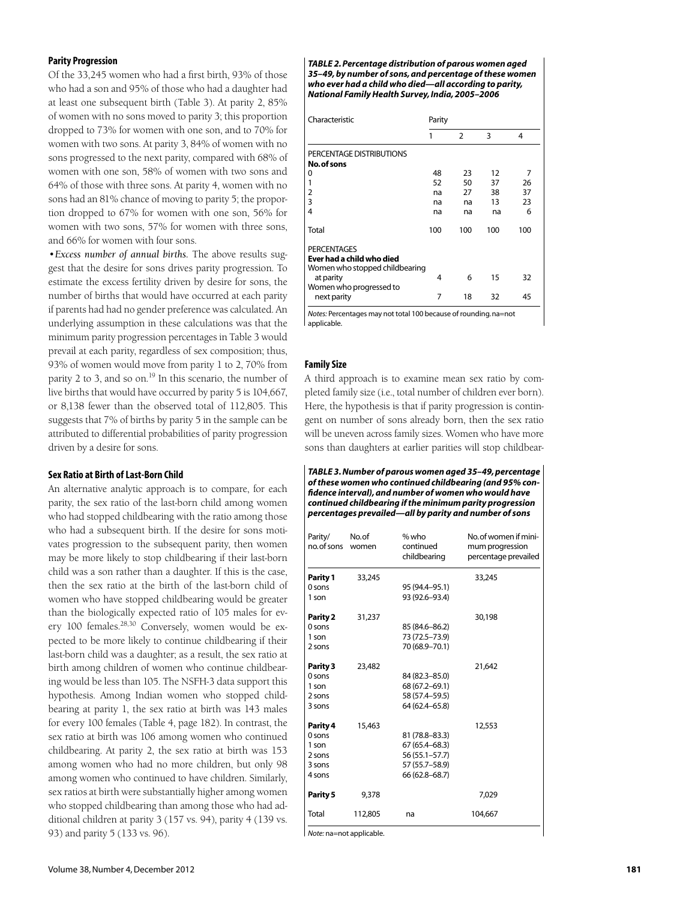### Parity Progression

Of the 33,245 women who had a first birth, 93% of those who had a son and 95% of those who had a daughter had at least one subsequent birth (Table 3). At parity 2, 85% of women with no sons moved to parity 3; this proportion dropped to 73% for women with one son, and to 70% for women with two sons. At parity 3, 84% of women with no sons progressed to the next parity, compared with 68% of women with one son, 58% of women with two sons and 64% of those with three sons. At parity 4, women with no sons had an 81% chance of moving to parity 5; the proportion dropped to 67% for women with one son, 56% for women with two sons, 57% for women with three sons, and 66% for women with four sons.

• *Excess number of annual births.* The above results suggest that the desire for sons drives parity progression. To estimate the excess fertility driven by desire for sons, the number of births that would have occurred at each parity if parents had had no gender preference was calculated. An underlying assumption in these calculations was that the minimum parity progression percentages in Table 3 would prevail at each parity, regardless of sex composition; thus, 93% of women would move from parity 1 to 2, 70% from parity 2 to 3, and so on.[19] In this scenario, the number of live births that would have occurred by parity 5 is 104,667, or 8,138 fewer than the observed total of 112,805. This suggests that 7% of births by parity 5 in the sample can be attributed to differential probabilities of parity progression driven by a desire for sons.

### Sex Ratio at Birth of Last-Born Child

An alternative analytic approach is to compare, for each parity, the sex ratio of the last-born child among women who had stopped childbearing with the ratio among those who had a subsequent birth. If the desire for sons motivates progression to the subsequent parity, then women may be more likely to stop childbearing if their last-born child was a son rather than a daughter. If this is the case, then the sex ratio at the birth of the last-born child of women who have stopped childbearing would be greater than the biologically expected ratio of 105 males for every 100 females.[28,30] Conversely, women would be expected to be more likely to continue childbearing if their last-born child was a daughter; as a result, the sex ratio at birth among children of women who continue childbearing would be less than 105. The NSFH-3 data support this hypothesis. Among Indian women who stopped childbearing at parity 1, the sex ratio at birth was 143 males for every 100 females (Table 4, page 182). In contrast, the sex ratio at birth was 106 among women who continued childbearing. At parity 2, the sex ratio at birth was 153 among women who had no more children, but only 98 among women who continued to have children. Similarly, sex ratios at birth were substantially higher among women who stopped childbearing than among those who had additional children at parity 3 (157 vs. 94), parity 4 (139 vs. 93) and parity 5 (133 vs. 96).

***TABLE 2. Percentage distribution of parous women aged 35–49, by number of sons, and percentage of these women who ever had a child who died—all according to parity, National Family Health Survey, India, 2005–2006***

| Characteristic | Parity | | | |
|---|---|---|---|---|
| | 1 | 2 | 3 | 4 |
| PERCENTAGE DISTRIBUTIONS | | | | |
| **No. of sons** | | | | |
| 0 | 48 | 23 | 12 | 7 |
| 1 | 52 | 50 | 37 | 26 |
| 2 | na | 27 | 38 | 37 |
| 3 | na | na | 13 | 23 |
| 4 | na | na | na | 6 |
| Total | 100 | 100 | 100 | 100 |
| PERCENTAGES | | | | |
| **Ever had a child who died** | | | | |
| Women who stopped childbearing at parity | 4 | 6 | 15 | 32 |
| Women who progressed to next parity | 7 | 18 | 32 | 45 |

*Notes:* Percentages may not total 100 because of rounding. na=not applicable.

### Family Size

A third approach is to examine mean sex ratio by completed family size (i.e., total number of children ever born). Here, the hypothesis is that if parity progression is contingent on number of sons already born, then the sex ratio will be uneven across family sizes. Women who have more sons than daughters at earlier parities will stop childbear-

***TABLE 3. Number of parous women aged 35–49, percentage of these women who continued childbearing (and 95% confidence interval), and number of women who would have continued childbearing if the minimum parity progression percentages prevailed—all by parity and number of sons***

| Parity/ no. of sons | No. of women | % who continued childbearing | No. of women if minimum progression percentage prevailed |
|---|---|---|---|
| **Parity 1** | 33,245 | | 33,245 |
| 0 sons | | 95 (94.4–95.1) | |
| 1 son | | 93 (92.6–93.4) | |
| **Parity 2** | 31,237 | | 30,198 |
| 0 sons | | 85 (84.6–86.2) | |
| 1 son | | 73 (72.5–73.9) | |
| 2 sons | | 70 (68.9–70.1) | |
| **Parity 3** | 23,482 | | 21,642 |
| 0 sons | | 84 (82.3–85.0) | |
| 1 son | | 68 (67.2–69.1) | |
| 2 sons | | 58 (57.4–59.5) | |
| 3 sons | | 64 (62.4–65.8) | |
| **Parity 4** | 15,463 | | 12,553 |
| 0 sons | | 81 (78.8–83.3) | |
| 1 son | | 67 (65.4–68.3) | |
| 2 sons | | 56 (55.1–57.7) | |
| 3 sons | | 57 (55.7–58.9) | |
| 4 sons | | 66 (62.8–68.7) | |
| **Parity 5** | 9,378 | | 7,029 |
| Total | 112,805 | na | 104,667 |

*Note:* na=not applicable.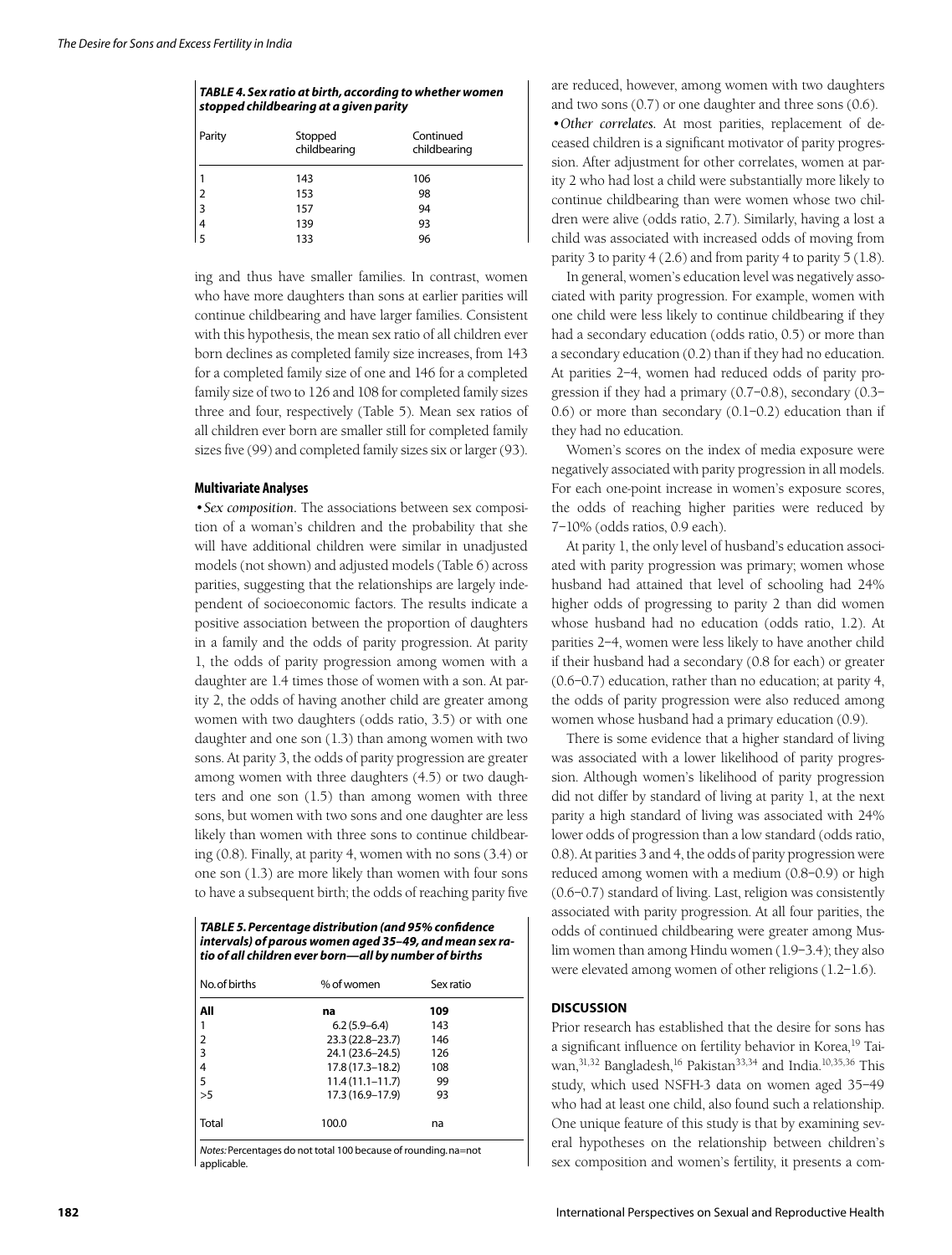**TABLE 4. Sex ratio at birth, according to whether women stopped childbearing at a given parity**

| Parity | Stopped childbearing | Continued childbearing |
|---|---|---|
| 1 | 143 | 106 |
| 2 | 153 | 98 |
| 3 | 157 | 94 |
| 4 | 139 | 93 |
| 5 | 133 | 96 |

ing and thus have smaller families. In contrast, women who have more daughters than sons at earlier parities will continue childbearing and have larger families. Consistent with this hypothesis, the mean sex ratio of all children ever born declines as completed family size increases, from 143 for a completed family size of one and 146 for a completed family size of two to 126 and 108 for completed family sizes three and four, respectively (Table 5). Mean sex ratios of all children ever born are smaller still for completed family sizes five (99) and completed family sizes six or larger (93).

### Multivariate Analyses

•*Sex composition.* The associations between sex composition of a woman's children and the probability that she will have additional children were similar in unadjusted models (not shown) and adjusted models (Table 6) across parities, suggesting that the relationships are largely independent of socioeconomic factors. The results indicate a positive association between the proportion of daughters in a family and the odds of parity progression. At parity 1, the odds of parity progression among women with a daughter are 1.4 times those of women with a son. At parity 2, the odds of having another child are greater among women with two daughters (odds ratio, 3.5) or with one daughter and one son (1.3) than among women with two sons. At parity 3, the odds of parity progression are greater among women with three daughters (4.5) or two daughters and one son (1.5) than among women with three sons, but women with two sons and one daughter are less likely than women with three sons to continue childbearing (0.8). Finally, at parity 4, women with no sons (3.4) or one son (1.3) are more likely than women with four sons to have a subsequent birth; the odds of reaching parity five are reduced, however, among women with two daughters and two sons (0.7) or one daughter and three sons (0.6).

•*Other correlates.* At most parities, replacement of deceased children is a significant motivator of parity progression. After adjustment for other correlates, women at parity 2 who had lost a child were substantially more likely to continue childbearing than were women whose two children were alive (odds ratio, 2.7). Similarly, having a lost a child was associated with increased odds of moving from parity 3 to parity 4 (2.6) and from parity 4 to parity 5 (1.8).

In general, women's education level was negatively associated with parity progression. For example, women with one child were less likely to continue childbearing if they had a secondary education (odds ratio, 0.5) or more than a secondary education (0.2) than if they had no education. At parities 2–4, women had reduced odds of parity progression if they had a primary (0.7–0.8), secondary (0.3–0.6) or more than secondary (0.1–0.2) education than if they had no education.

Women's scores on the index of media exposure were negatively associated with parity progression in all models. For each one-point increase in women's exposure scores, the odds of reaching higher parities were reduced by 7–10% (odds ratios, 0.9 each).

At parity 1, the only level of husband's education associated with parity progression was primary; women whose husband had attained that level of schooling had 24% higher odds of progressing to parity 2 than did women whose husband had no education (odds ratio, 1.2). At parities 2–4, women were less likely to have another child if their husband had a secondary (0.8 for each) or greater (0.6–0.7) education, rather than no education; at parity 4, the odds of parity progression were also reduced among women whose husband had a primary education (0.9).

There is some evidence that a higher standard of living was associated with a lower likelihood of parity progression. Although women's likelihood of parity progression did not differ by standard of living at parity 1, at the next parity a high standard of living was associated with 24% lower odds of progression than a low standard (odds ratio, 0.8). At parities 3 and 4, the odds of parity progression were reduced among women with a medium (0.8–0.9) or high (0.6–0.7) standard of living. Last, religion was consistently associated with parity progression. At all four parities, the odds of continued childbearing were greater among Muslim women than among Hindu women (1.9–3.4); they also were elevated among women of other religions (1.2–1.6).

**TABLE 5. Percentage distribution (and 95% confidence intervals) of parous women aged 35–49, and mean sex ratio of all children ever born—all by number of births**

| No. of births | % of women | Sex ratio |
|---|---|---|
| **All** | **na** | **109** |
| 1 | 6.2 (5.9–6.4) | 143 |
| 2 | 23.3 (22.8–23.7) | 146 |
| 3 | 24.1 (23.6–24.5) | 126 |
| 4 | 17.8 (17.3–18.2) | 108 |
| 5 | 11.4 (11.1–11.7) | 99 |
| >5 | 17.3 (16.9–17.9) | 93 |
| Total | 100.0 | na |

*Notes:* Percentages do not total 100 because of rounding. na=not applicable.

## DISCUSSION

Prior research has established that the desire for sons has a significant influence on fertility behavior in Korea,[19] Taiwan,[31,32] Bangladesh,[16] Pakistan[33,34] and India.[10,35,36] This study, which used NSFH-3 data on women aged 35–49 who had at least one child, also found such a relationship. One unique feature of this study is that by examining several hypotheses on the relationship between children's sex composition and women's fertility, it presents a com-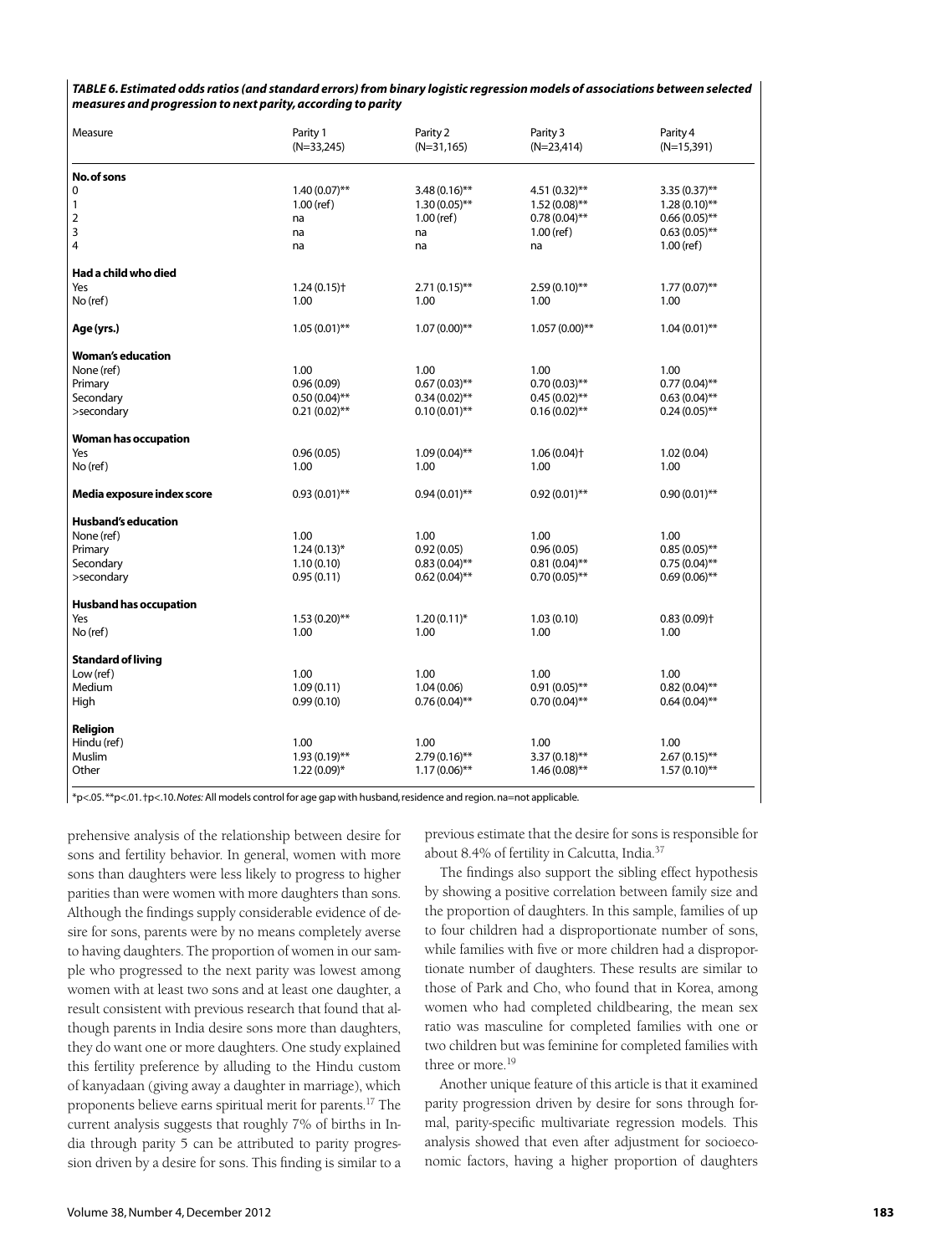***TABLE 6. Estimated odds ratios (and standard errors) from binary logistic regression models of associations between selected measures and progression to next parity, according to parity***

| Measure | Parity 1 (N=33,245) | Parity 2 (N=31,165) | Parity 3 (N=23,414) | Parity 4 (N=15,391) |
|---|---|---|---|---|
| **No. of sons** | | | | |
| 0 | 1.40 (0.07)** | 3.48 (0.16)** | 4.51 (0.32)** | 3.35 (0.37)** |
| 1 | 1.00 (ref) | 1.30 (0.05)** | 1.52 (0.08)** | 1.28 (0.10)** |
| 2 | na | 1.00 (ref) | 0.78 (0.04)** | 0.66 (0.05)** |
| 3 | na | na | 1.00 (ref) | 0.63 (0.05)** |
| 4 | na | na | na | 1.00 (ref) |
| **Had a child who died** | | | | |
| Yes | 1.24 (0.15)† | 2.71 (0.15)** | 2.59 (0.10)** | 1.77 (0.07)** |
| No (ref) | 1.00 | 1.00 | 1.00 | 1.00 |
| **Age (yrs.)** | 1.05 (0.01)** | 1.07 (0.00)** | 1.057 (0.00)** | 1.04 (0.01)** |
| **Woman's education** | | | | |
| None (ref) | 1.00 | 1.00 | 1.00 | 1.00 |
| Primary | 0.96 (0.09) | 0.67 (0.03)** | 0.70 (0.03)** | 0.77 (0.04)** |
| Secondary | 0.50 (0.04)** | 0.34 (0.02)** | 0.45 (0.02)** | 0.63 (0.04)** |
| >secondary | 0.21 (0.02)** | 0.10 (0.01)** | 0.16 (0.02)** | 0.24 (0.05)** |
| **Woman has occupation** | | | | |
| Yes | 0.96 (0.05) | 1.09 (0.04)** | 1.06 (0.04)† | 1.02 (0.04) |
| No (ref) | 1.00 | 1.00 | 1.00 | 1.00 |
| **Media exposure index score** | 0.93 (0.01)** | 0.94 (0.01)** | 0.92 (0.01)** | 0.90 (0.01)** |
| **Husband's education** | | | | |
| None (ref) | 1.00 | 1.00 | 1.00 | 1.00 |
| Primary | 1.24 (0.13)* | 0.92 (0.05) | 0.96 (0.05) | 0.85 (0.05)** |
| Secondary | 1.10 (0.10) | 0.83 (0.04)** | 0.81 (0.04)** | 0.75 (0.04)** |
| >secondary | 0.95 (0.11) | 0.62 (0.04)** | 0.70 (0.05)** | 0.69 (0.06)** |
| **Husband has occupation** | | | | |
| Yes | 1.53 (0.20)** | 1.20 (0.11)* | 1.03 (0.10) | 0.83 (0.09)† |
| No (ref) | 1.00 | 1.00 | 1.00 | 1.00 |
| **Standard of living** | | | | |
| Low (ref) | 1.00 | 1.00 | 1.00 | 1.00 |
| Medium | 1.09 (0.11) | 1.04 (0.06) | 0.91 (0.05)** | 0.82 (0.04)** |
| High | 0.99 (0.10) | 0.76 (0.04)** | 0.70 (0.04)** | 0.64 (0.04)** |
| **Religion** | | | | |
| Hindu (ref) | 1.00 | 1.00 | 1.00 | 1.00 |
| Muslim | 1.93 (0.19)** | 2.79 (0.16)** | 3.37 (0.18)** | 2.67 (0.15)** |
| Other | 1.22 (0.09)* | 1.17 (0.06)** | 1.46 (0.08)** | 1.57 (0.10)** |

*p<.05. **p<.01. †p<.10. *Notes:* All models control for age gap with husband, residence and region. na=not applicable.

prehensive analysis of the relationship between desire for sons and fertility behavior. In general, women with more sons than daughters were less likely to progress to higher parities than were women with more daughters than sons. Although the findings supply considerable evidence of desire for sons, parents were by no means completely averse to having daughters. The proportion of women in our sample who progressed to the next parity was lowest among women with at least two sons and at least one daughter, a result consistent with previous research that found that although parents in India desire sons more than daughters, they do want one or more daughters. One study explained this fertility preference by alluding to the Hindu custom of kanyadaan (giving away a daughter in marriage), which proponents believe earns spiritual merit for parents.[17] The current analysis suggests that roughly 7% of births in India through parity 5 can be attributed to parity progression driven by a desire for sons. This finding is similar to a previous estimate that the desire for sons is responsible for about 8.4% of fertility in Calcutta, India.[37]

The findings also support the sibling effect hypothesis by showing a positive correlation between family size and the proportion of daughters. In this sample, families of up to four children had a disproportionate number of sons, while families with five or more children had a disproportionate number of daughters. These results are similar to those of Park and Cho, who found that in Korea, among women who had completed childbearing, the mean sex ratio was masculine for completed families with one or two children but was feminine for completed families with three or more.[19]

Another unique feature of this article is that it examined parity progression driven by desire for sons through formal, parity-specific multivariate regression models. This analysis showed that even after adjustment for socioeconomic factors, having a higher proportion of daughters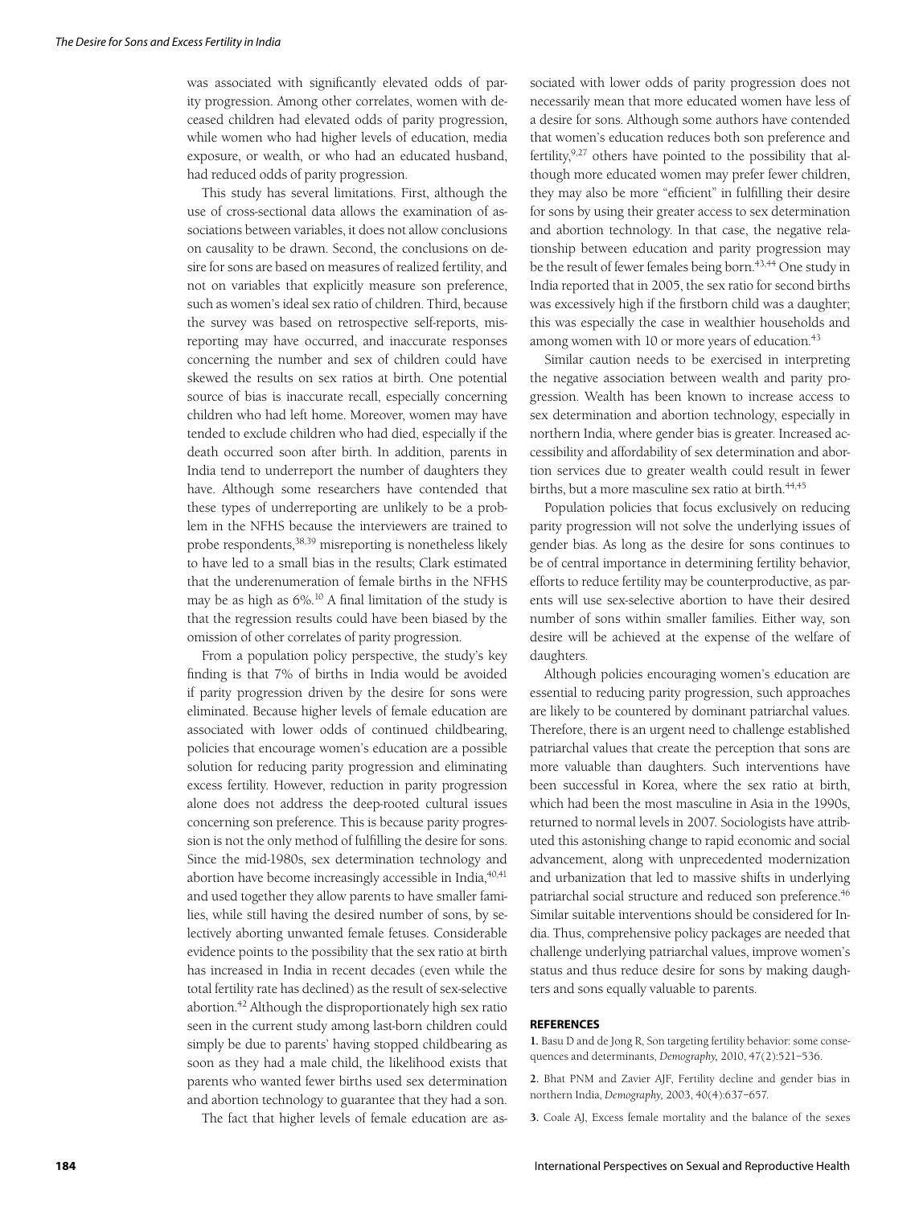was associated with significantly elevated odds of parity progression. Among other correlates, women with deceased children had elevated odds of parity progression, while women who had higher levels of education, media exposure, or wealth, or who had an educated husband, had reduced odds of parity progression.

This study has several limitations. First, although the use of cross-sectional data allows the examination of associations between variables, it does not allow conclusions on causality to be drawn. Second, the conclusions on desire for sons are based on measures of realized fertility, and not on variables that explicitly measure son preference, such as women's ideal sex ratio of children. Third, because the survey was based on retrospective self-reports, misreporting may have occurred, and inaccurate responses concerning the number and sex of children could have skewed the results on sex ratios at birth. One potential source of bias is inaccurate recall, especially concerning children who had left home. Moreover, women may have tended to exclude children who had died, especially if the death occurred soon after birth. In addition, parents in India tend to underreport the number of daughters they have. Although some researchers have contended that these types of underreporting are unlikely to be a problem in the NFHS because the interviewers are trained to probe respondents,[38,39] misreporting is nonetheless likely to have led to a small bias in the results; Clark estimated that the underenumeration of female births in the NFHS may be as high as 6%.[10] A final limitation of the study is that the regression results could have been biased by the omission of other correlates of parity progression.

From a population policy perspective, the study's key finding is that 7% of births in India would be avoided if parity progression driven by the desire for sons were eliminated. Because higher levels of female education are associated with lower odds of continued childbearing, policies that encourage women's education are a possible solution for reducing parity progression and eliminating excess fertility. However, reduction in parity progression alone does not address the deep-rooted cultural issues concerning son preference. This is because parity progression is not the only method of fulfilling the desire for sons. Since the mid-1980s, sex determination technology and abortion have become increasingly accessible in India,[40,41] and used together they allow parents to have smaller families, while still having the desired number of sons, by selectively aborting unwanted female fetuses. Considerable evidence points to the possibility that the sex ratio at birth has increased in India in recent decades (even while the total fertility rate has declined) as the result of sex-selective abortion.[42] Although the disproportionately high sex ratio seen in the current study among last-born children could simply be due to parents' having stopped childbearing as soon as they had a male child, the likelihood exists that parents who wanted fewer births used sex determination and abortion technology to guarantee that they had a son.

The fact that higher levels of female education are associated with lower odds of parity progression does not necessarily mean that more educated women have less of a desire for sons. Although some authors have contended that women's education reduces both son preference and fertility,[9,27] others have pointed to the possibility that although more educated women may prefer fewer children, they may also be more "efficient" in fulfilling their desire for sons by using their greater access to sex determination and abortion technology. In that case, the negative relationship between education and parity progression may be the result of fewer females being born.[43,44] One study in India reported that in 2005, the sex ratio for second births was excessively high if the firstborn child was a daughter; this was especially the case in wealthier households and among women with 10 or more years of education.[43]

Similar caution needs to be exercised in interpreting the negative association between wealth and parity progression. Wealth has been known to increase access to sex determination and abortion technology, especially in northern India, where gender bias is greater. Increased accessibility and affordability of sex determination and abortion services due to greater wealth could result in fewer births, but a more masculine sex ratio at birth.[44,45]

Population policies that focus exclusively on reducing parity progression will not solve the underlying issues of gender bias. As long as the desire for sons continues to be of central importance in determining fertility behavior, efforts to reduce fertility may be counterproductive, as parents will use sex-selective abortion to have their desired number of sons within smaller families. Either way, son desire will be achieved at the expense of the welfare of daughters.

Although policies encouraging women's education are essential to reducing parity progression, such approaches are likely to be countered by dominant patriarchal values. Therefore, there is an urgent need to challenge established patriarchal values that create the perception that sons are more valuable than daughters. Such interventions have been successful in Korea, where the sex ratio at birth, which had been the most masculine in Asia in the 1990s, returned to normal levels in 2007. Sociologists have attributed this astonishing change to rapid economic and social advancement, along with unprecedented modernization and urbanization that led to massive shifts in underlying patriarchal social structure and reduced son preference.[46] Similar suitable interventions should be considered for India. Thus, comprehensive policy packages are needed that challenge underlying patriarchal values, improve women's status and thus reduce desire for sons by making daughters and sons equally valuable to parents.

## REFERENCES

**1.** Basu D and de Jong R, Son targeting fertility behavior: some consequences and determinants, *Demography,* 2010, 47(2):521–536.

**2.** Bhat PNM and Zavier AJF, Fertility decline and gender bias in northern India, *Demography,* 2003, 40(4):637–657.

**3.** Coale AJ, Excess female mortality and the balance of the sexes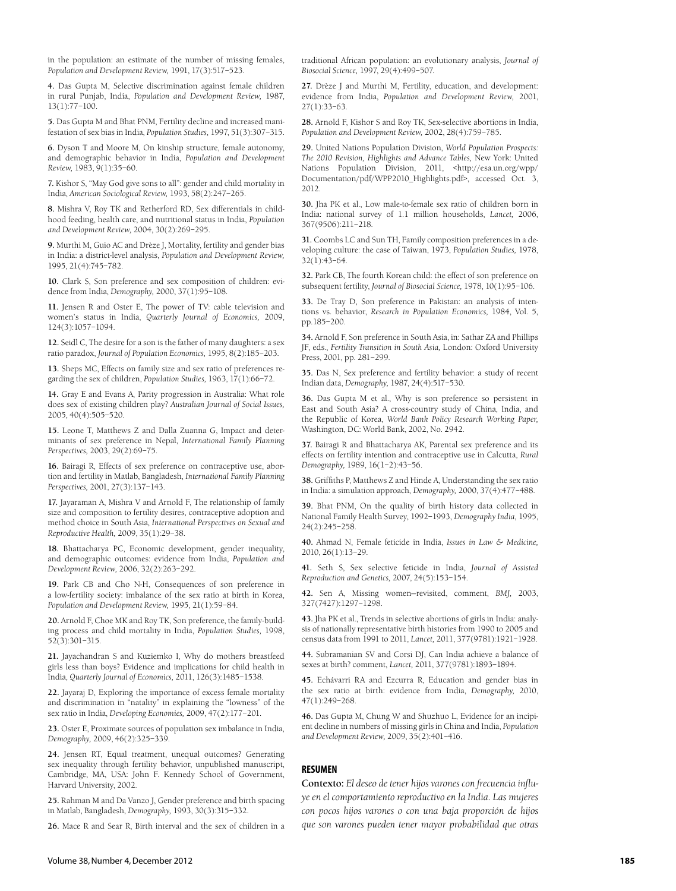in the population: an estimate of the number of missing females, *Population and Development Review,* 1991, 17(3):517–523.

**4.** Das Gupta M, Selective discrimination against female children in rural Punjab, India, *Population and Development Review,* 1987, 13(1):77–100.

**5.** Das Gupta M and Bhat PNM, Fertility decline and increased manifestation of sex bias in India, *Population Studies,* 1997, 51(3):307–315.

**6.** Dyson T and Moore M, On kinship structure, female autonomy, and demographic behavior in India, *Population and Development Review,* 1983, 9(1):35–60.

**7.** Kishor S, "May God give sons to all": gender and child mortality in India, *American Sociological Review,* 1993, 58(2):247–265.

**8.** Mishra V, Roy TK and Retherford RD, Sex differentials in childhood feeding, health care, and nutritional status in India, *Population and Development Review,* 2004, 30(2):269–295.

**9.** Murthi M, Guio AC and Drèze J, Mortality, fertility and gender bias in India: a district-level analysis, *Population and Development Review,* 1995, 21(4):745–782.

**10.** Clark S, Son preference and sex composition of children: evidence from India, *Demography,* 2000, 37(1):95–108.

**11.** Jensen R and Oster E, The power of TV: cable television and women's status in India, *Quarterly Journal of Economics,* 2009, 124(3):1057–1094.

**12.** Seidl C, The desire for a son is the father of many daughters: a sex ratio paradox, *Journal of Population Economics,* 1995, 8(2):185–203.

**13.** Sheps MC, Effects on family size and sex ratio of preferences regarding the sex of children, *Population Studies,* 1963, 17(1):66–72.

**14.** Gray E and Evans A, Parity progression in Australia: What role does sex of existing children play? *Australian Journal of Social Issues,* 2005, 40(4):505–520.

**15.** Leone T, Matthews Z and Dalla Zuanna G, Impact and determinants of sex preference in Nepal, *International Family Planning Perspectives,* 2003, 29(2):69–75.

**16.** Bairagi R, Effects of sex preference on contraceptive use, abortion and fertility in Matlab, Bangladesh, *International Family Planning Perspectives,* 2001, 27(3):137–143.

**17.** Jayaraman A, Mishra V and Arnold F, The relationship of family size and composition to fertility desires, contraceptive adoption and method choice in South Asia, *International Perspectives on Sexual and Reproductive Health,* 2009, 35(1):29–38.

**18.** Bhattacharya PC, Economic development, gender inequality, and demographic outcomes: evidence from India, *Population and Development Review,* 2006, 32(2):263–292.

**19.** Park CB and Cho N-H, Consequences of son preference in a low-fertility society: imbalance of the sex ratio at birth in Korea, *Population and Development Review,* 1995, 21(1):59–84.

**20.** Arnold F, Choe MK and Roy TK, Son preference, the family-building process and child mortality in India, *Population Studies,* 1998, 52(3):301–315.

**21.** Jayachandran S and Kuziemko I, Why do mothers breastfeed girls less than boys? Evidence and implications for child health in India, *Quarterly Journal of Economics,* 2011, 126(3):1485–1538.

**22.** Jayaraj D, Exploring the importance of excess female mortality and discrimination in "natality" in explaining the "lowness" of the sex ratio in India, *Developing Economies,* 2009, 47(2):177–201.

**23.** Oster E, Proximate sources of population sex imbalance in India, *Demography,* 2009, 46(2):325–339.

**24.** Jensen RT, Equal treatment, unequal outcomes? Generating sex inequality through fertility behavior, unpublished manuscript, Cambridge, MA, USA: John F. Kennedy School of Government, Harvard University, 2002.

**25.** Rahman M and Da Vanzo J, Gender preference and birth spacing in Matlab, Bangladesh, *Demography,* 1993, 30(3):315–332.

**26.** Mace R and Sear R, Birth interval and the sex of children in a traditional African population: an evolutionary analysis, *Journal of Biosocial Science,* 1997, 29(4):499–507.

**27.** Drèze J and Murthi M, Fertility, education, and development: evidence from India, *Population and Development Review,* 2001, 27(1):33–63.

**28.** Arnold F, Kishor S and Roy TK, Sex-selective abortions in India, *Population and Development Review,* 2002, 28(4):759–785.

**29.** United Nations Population Division, *World Population Prospects: The 2010 Revision, Highlights and Advance Tables,* New York: United Nations Population Division, 2011, <http://esa.un.org/wpp/Documentation/pdf/WPP2010_Highlights.pdf>, accessed Oct. 3, 2012.

**30.** Jha PK et al., Low male-to-female sex ratio of children born in India: national survey of 1.1 million households, *Lancet,* 2006, 367(9506):211–218.

**31.** Coombs LC and Sun TH, Family composition preferences in a developing culture: the case of Taiwan, 1973, *Population Studies,* 1978, 32(1):43–64.

**32.** Park CB, The fourth Korean child: the effect of son preference on subsequent fertility, *Journal of Biosocial Science,* 1978, 10(1):95–106.

**33.** De Tray D, Son preference in Pakistan: an analysis of intentions vs. behavior, *Research in Population Economics,* 1984, Vol. 5, pp.185–200.

**34.** Arnold F, Son preference in South Asia, in: Sathar ZA and Phillips JF, eds., *Fertility Transition in South Asia,* London: Oxford University Press, 2001, pp. 281–299.

**35.** Das N, Sex preference and fertility behavior: a study of recent Indian data, *Demography,* 1987, 24(4):517–530.

**36.** Das Gupta M et al., Why is son preference so persistent in East and South Asia? A cross-country study of China, India, and the Republic of Korea, *World Bank Policy Research Working Paper,* Washington, DC: World Bank, 2002, No. 2942.

**37.** Bairagi R and Bhattacharya AK, Parental sex preference and its effects on fertility intention and contraceptive use in Calcutta, *Rural Demography,* 1989, 16(1–2):43–56.

**38.** Griffiths P, Matthews Z and Hinde A, Understanding the sex ratio in India: a simulation approach, *Demography,* 2000, 37(4):477–488.

**39.** Bhat PNM, On the quality of birth history data collected in National Family Health Survey, 1992–1993, *Demography India,* 1995, 24(2):245–258.

**40.** Ahmad N, Female feticide in India, *Issues in Law & Medicine,* 2010, 26(1):13–29.

**41.** Seth S, Sex selective feticide in India, *Journal of Assisted Reproduction and Genetics,* 2007, 24(5):153–154.

**42.** Sen A, Missing women—revisited, comment, *BMJ,* 2003, 327(7427):1297–1298.

**43.** Jha PK et al., Trends in selective abortions of girls in India: analysis of nationally representative birth histories from 1990 to 2005 and census data from 1991 to 2011, *Lancet,* 2011, 377(9781):1921–1928.

**44.** Subramanian SV and Corsi DJ, Can India achieve a balance of sexes at birth? comment, *Lancet,* 2011, 377(9781):1893–1894.

**45.** Echávarri RA and Ezcurra R, Education and gender bias in the sex ratio at birth: evidence from India, *Demography,* 2010, 47(1):249–268.

**46.** Das Gupta M, Chung W and Shuzhuo L, Evidence for an incipient decline in numbers of missing girls in China and India, *Population and Development Review,* 2009, 35(2):401–416.

## RESUMEN

**Contexto:** *El deseo de tener hijos varones con frecuencia influye en el comportamiento reproductivo en la India. Las mujeres con pocos hijos varones o con una baja proporción de hijos que son varones pueden tener mayor probabilidad que otras*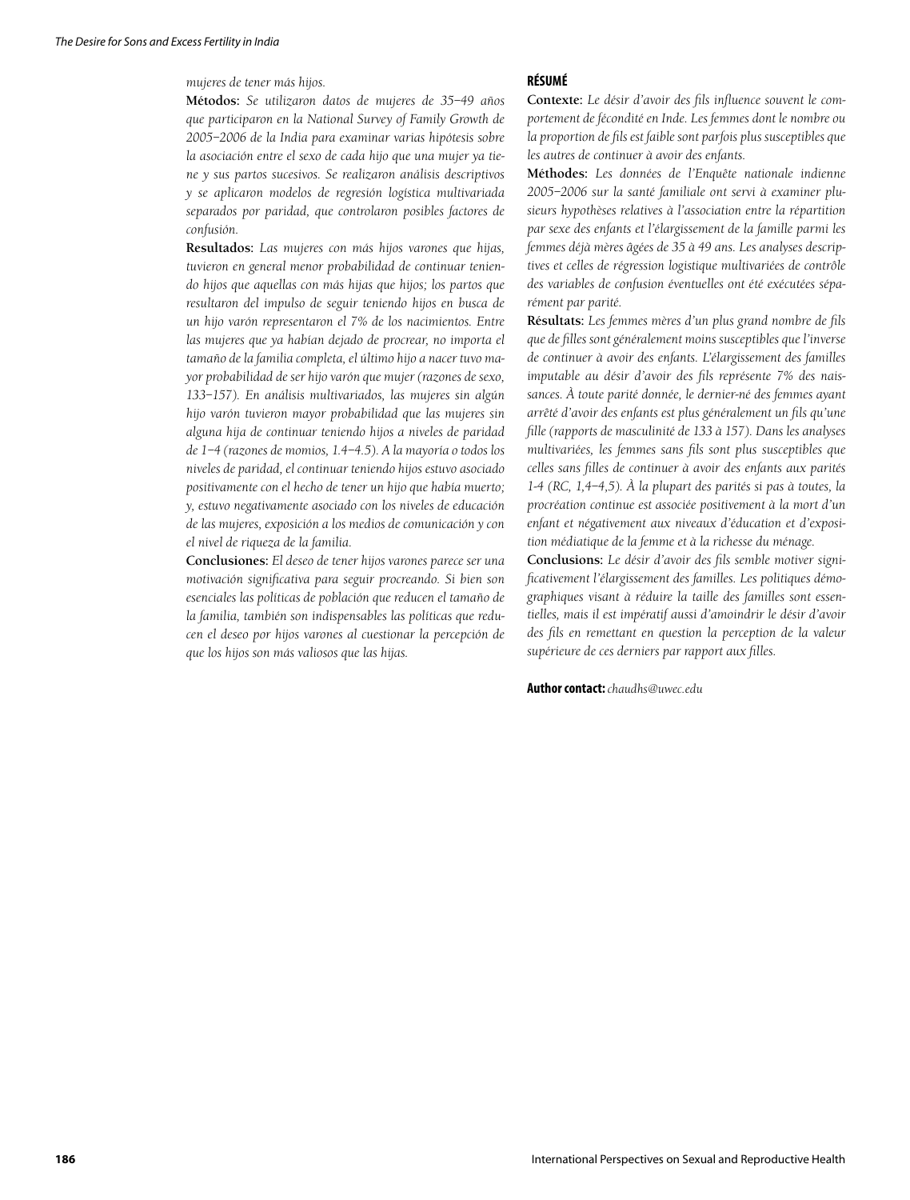*mujeres de tener más hijos.*

**Métodos:** *Se utilizaron datos de mujeres de 35–49 años que participaron en la National Survey of Family Growth de 2005–2006 de la India para examinar varias hipótesis sobre la asociación entre el sexo de cada hijo que una mujer ya tiene y sus partos sucesivos. Se realizaron análisis descriptivos y se aplicaron modelos de regresión logística multivariada separados por paridad, que controlaron posibles factores de confusión.*

**Resultados:** *Las mujeres con más hijos varones que hijas, tuvieron en general menor probabilidad de continuar teniendo hijos que aquellas con más hijas que hijos; los partos que resultaron del impulso de seguir teniendo hijos en busca de un hijo varón representaron el 7% de los nacimientos. Entre las mujeres que ya habían dejado de procrear, no importa el tamaño de la familia completa, el último hijo a nacer tuvo mayor probabilidad de ser hijo varón que mujer (razones de sexo, 133–157). En análisis multivariados, las mujeres sin algún hijo varón tuvieron mayor probabilidad que las mujeres sin alguna hija de continuar teniendo hijos a niveles de paridad de 1–4 (razones de momios, 1.4–4.5). A la mayoría o todos los niveles de paridad, el continuar teniendo hijos estuvo asociado positivamente con el hecho de tener un hijo que había muerto; y, estuvo negativamente asociado con los niveles de educación de las mujeres, exposición a los medios de comunicación y con el nivel de riqueza de la familia.*

**Conclusiones:** *El deseo de tener hijos varones parece ser una motivación significativa para seguir procreando. Si bien son esenciales las políticas de población que reducen el tamaño de la familia, también son indispensables las políticas que reducen el deseo por hijos varones al cuestionar la percepción de que los hijos son más valiosos que las hijas.*

### RÉSUMÉ

**Contexte:** *Le désir d'avoir des fils influence souvent le comportement de fécondité en Inde. Les femmes dont le nombre ou la proportion de fils est faible sont parfois plus susceptibles que les autres de continuer à avoir des enfants.*

**Méthodes:** *Les données de l'Enquête nationale indienne 2005–2006 sur la santé familiale ont servi à examiner plusieurs hypothèses relatives à l'association entre la répartition par sexe des enfants et l'élargissement de la famille parmi les femmes déjà mères âgées de 35 à 49 ans. Les analyses descriptives et celles de régression logistique multivariées de contrôle des variables de confusion éventuelles ont été exécutées séparément par parité.*

**Résultats:** *Les femmes mères d'un plus grand nombre de fils que de filles sont généralement moins susceptibles que l'inverse de continuer à avoir des enfants. L'élargissement des familles imputable au désir d'avoir des fils représente 7% des naissances. À toute parité donnée, le dernier-né des femmes ayant arrêté d'avoir des enfants est plus généralement un fils qu'une fille (rapports de masculinité de 133 à 157). Dans les analyses multivariées, les femmes sans fils sont plus susceptibles que celles sans filles de continuer à avoir des enfants aux parités 1-4 (RC, 1,4–4,5). À la plupart des parités si pas à toutes, la procréation continue est associée positivement à la mort d'un enfant et négativement aux niveaux d'éducation et d'exposition médiatique de la femme et à la richesse du ménage.*

**Conclusions:** *Le désir d'avoir des fils semble motiver significativement l'élargissement des familles. Les politiques démographiques visant à réduire la taille des familles sont essentielles, mais il est impératif aussi d'amoindrir le désir d'avoir des fils en remettant en question la perception de la valeur supérieure de ces derniers par rapport aux filles.*

**Author contact:** *chaudhs@uwec.edu*